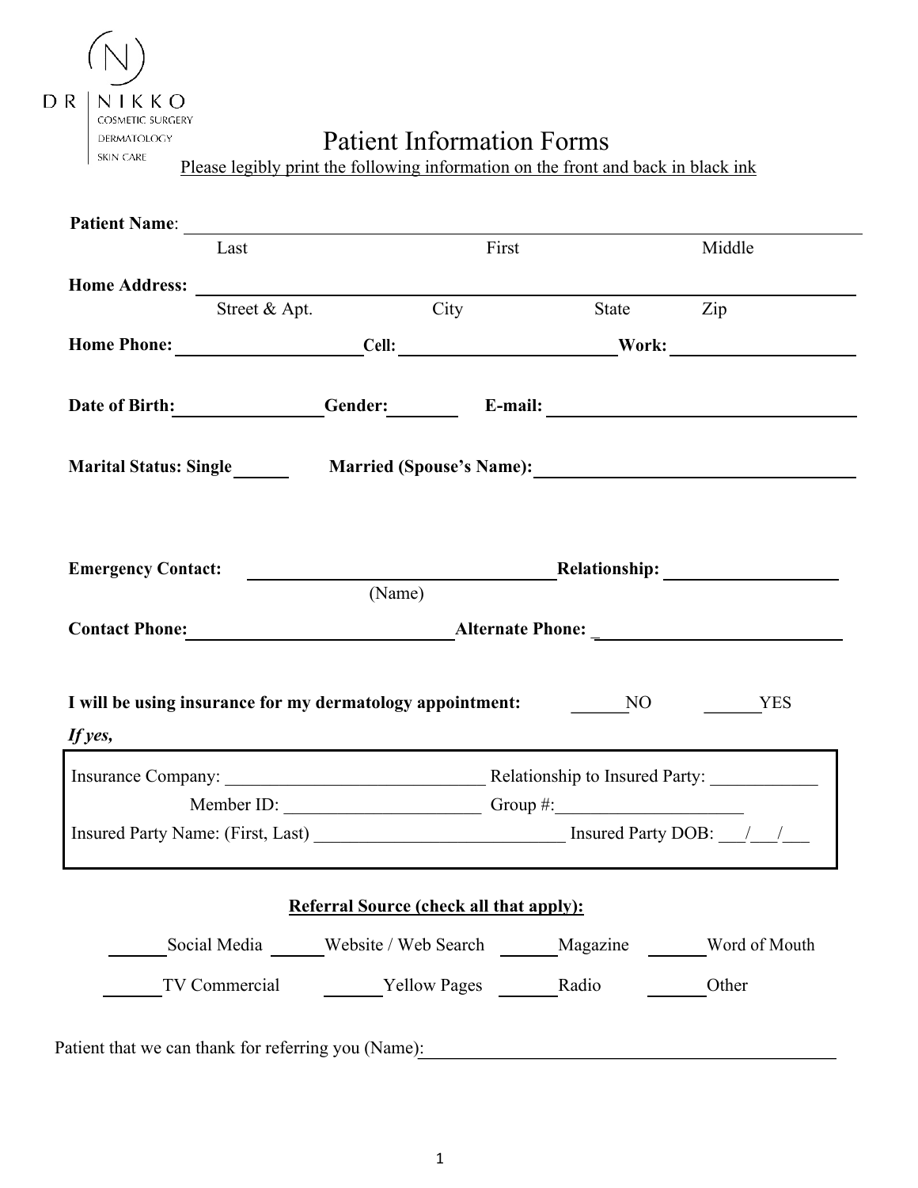DR | NIKKO
COSMETIC SURGERY
DERMATOLOGY
SKIN CARE

# Patient Information Forms

Please legibly print the following information on the front and back in black ink

**Patient Name**: ______________________________________________
Last　　　　　　First　　　　　　Middle

**Home Address:** ______________________________________________
Street & Apt.　　　　City　　　　State　　　　Zip

**Home Phone:** ____________ **Cell:** ____________ **Work:** ____________

**Date of Birth:** ____________ **Gender:** ______ **E-mail:** ____________

**Marital Status: Single** ______ **Married (Spouse's Name):** ____________

**Emergency Contact:** ______________________ **Relationship:** ____________
(Name)

**Contact Phone:** ______________________ **Alternate Phone:** _____________________

**I will be using insurance for my dermatology appointment:** ______NO ______YES

***If yes,***

Insurance Company: ______________________________ Relationship to Insured Party: ____________
Member ID: ______________________ Group #:_____________________
Insured Party Name: (First, Last) ____________________________ Insured Party DOB: ___/___/___

**Referral Source (check all that apply):**

______Social Media ______Website / Web Search ______Magazine ______Word of Mouth

______TV Commercial ______Yellow Pages ______Radio ______Other

Patient that we can thank for referring you (Name):_____________________________________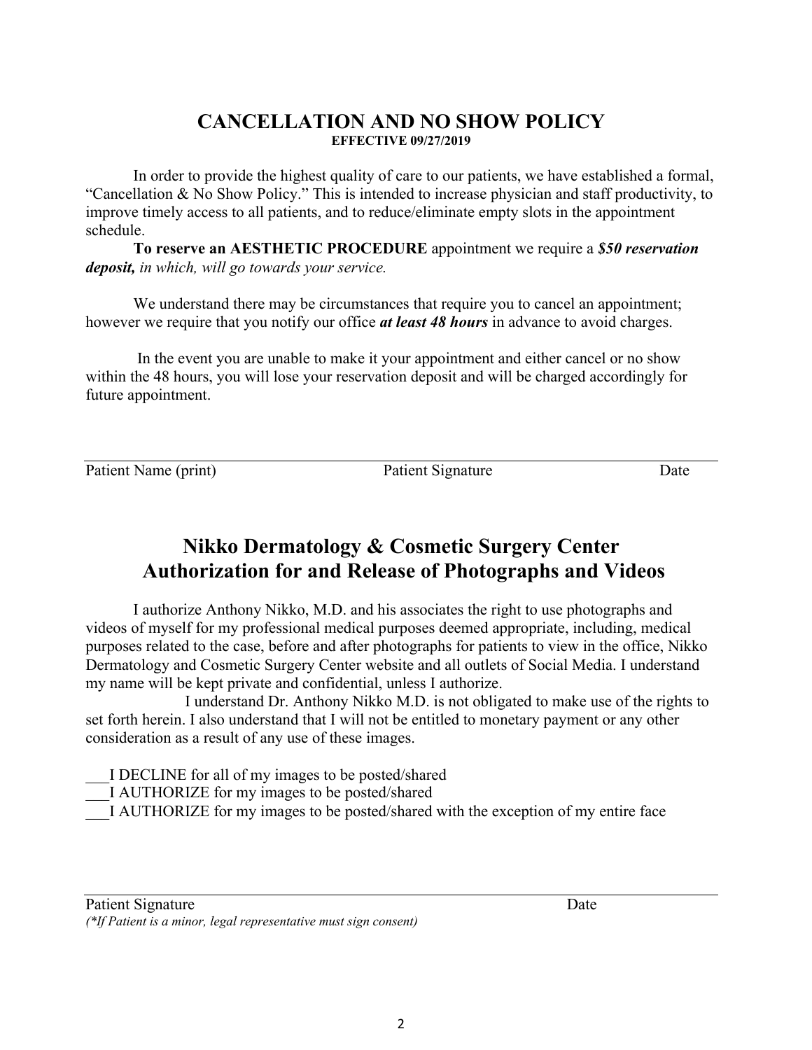## CANCELLATION AND NO SHOW POLICY

**EFFECTIVE 09/27/2019**

In order to provide the highest quality of care to our patients, we have established a formal, "Cancellation & No Show Policy." This is intended to increase physician and staff productivity, to improve timely access to all patients, and to reduce/eliminate empty slots in the appointment schedule.

**To reserve an AESTHETIC PROCEDURE** appointment we require a ***$50 reservation deposit,*** *in which, will go towards your service.*

We understand there may be circumstances that require you to cancel an appointment; however we require that you notify our office ***at least 48 hours*** in advance to avoid charges.

In the event you are unable to make it your appointment and either cancel or no show within the 48 hours, you will lose your reservation deposit and will be charged accordingly for future appointment.

Patient Name (print) &nbsp;&nbsp;&nbsp;&nbsp;&nbsp;&nbsp;&nbsp;&nbsp; Patient Signature &nbsp;&nbsp;&nbsp;&nbsp;&nbsp;&nbsp;&nbsp;&nbsp; Date

## Nikko Dermatology & Cosmetic Surgery Center
## Authorization for and Release of Photographs and Videos

I authorize Anthony Nikko, M.D. and his associates the right to use photographs and videos of myself for my professional medical purposes deemed appropriate, including, medical purposes related to the case, before and after photographs for patients to view in the office, Nikko Dermatology and Cosmetic Surgery Center website and all outlets of Social Media. I understand my name will be kept private and confidential, unless I authorize.

I understand Dr. Anthony Nikko M.D. is not obligated to make use of the rights to set forth herein. I also understand that I will not be entitled to monetary payment or any other consideration as a result of any use of these images.

___I DECLINE for all of my images to be posted/shared
___I AUTHORIZE for my images to be posted/shared
___I AUTHORIZE for my images to be posted/shared with the exception of my entire face

Patient Signature &nbsp;&nbsp;&nbsp;&nbsp;&nbsp;&nbsp;&nbsp;&nbsp; Date

*(\*If Patient is a minor, legal representative must sign consent)*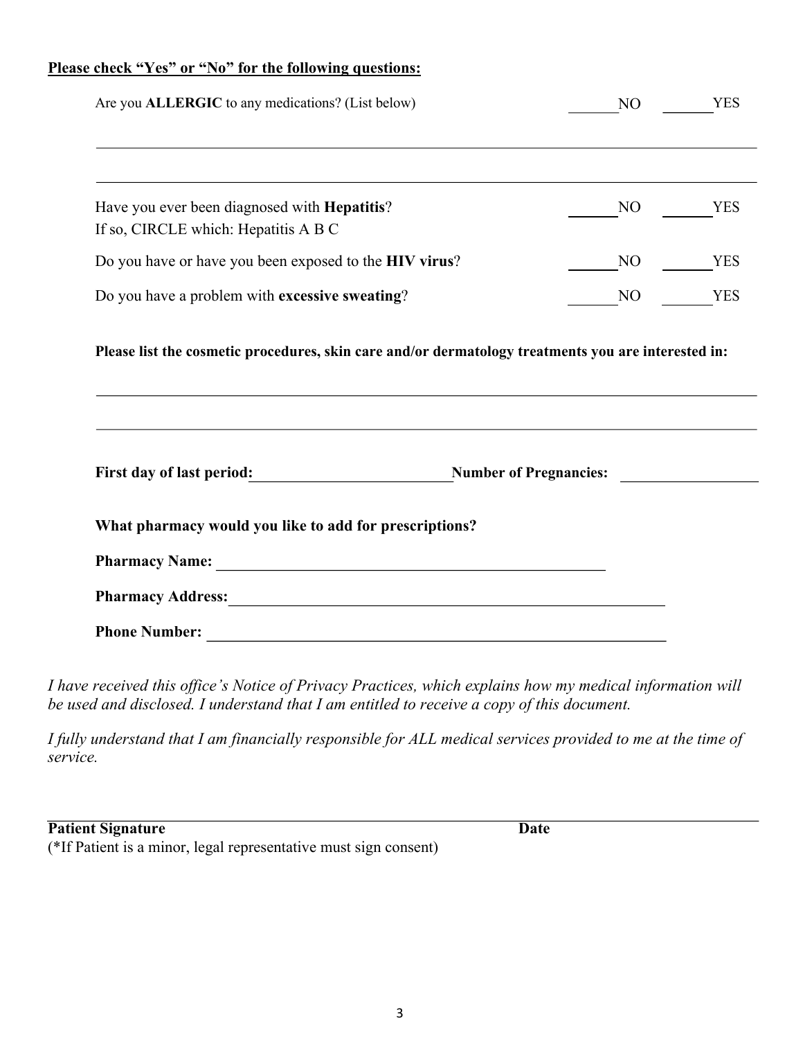**Please check "Yes" or "No" for the following questions:**

Are you **ALLERGIC** to any medications? (List below) \_\_\_\_\_\_NO \_\_\_\_\_\_YES

\_\_\_\_\_\_\_\_\_\_\_\_\_\_\_\_\_\_\_\_\_\_\_\_\_\_\_\_\_\_\_\_\_\_\_\_\_\_\_\_\_\_\_\_\_\_\_\_\_\_\_\_\_\_\_\_\_\_\_\_\_\_\_\_\_\_\_\_\_\_\_\_

\_\_\_\_\_\_\_\_\_\_\_\_\_\_\_\_\_\_\_\_\_\_\_\_\_\_\_\_\_\_\_\_\_\_\_\_\_\_\_\_\_\_\_\_\_\_\_\_\_\_\_\_\_\_\_\_\_\_\_\_\_\_\_\_\_\_\_\_\_\_\_\_

Have you ever been diagnosed with **Hepatitis**? \_\_\_\_\_\_NO \_\_\_\_\_\_YES
If so, CIRCLE which: Hepatitis A B C

Do you have or have you been exposed to the **HIV virus**? \_\_\_\_\_\_NO \_\_\_\_\_\_YES

Do you have a problem with **excessive sweating**? \_\_\_\_\_\_NO \_\_\_\_\_\_YES

**Please list the cosmetic procedures, skin care and/or dermatology treatments you are interested in:**

\_\_\_\_\_\_\_\_\_\_\_\_\_\_\_\_\_\_\_\_\_\_\_\_\_\_\_\_\_\_\_\_\_\_\_\_\_\_\_\_\_\_\_\_\_\_\_\_\_\_\_\_\_\_\_\_\_\_\_\_\_\_\_\_\_\_\_\_\_\_\_\_

\_\_\_\_\_\_\_\_\_\_\_\_\_\_\_\_\_\_\_\_\_\_\_\_\_\_\_\_\_\_\_\_\_\_\_\_\_\_\_\_\_\_\_\_\_\_\_\_\_\_\_\_\_\_\_\_\_\_\_\_\_\_\_\_\_\_\_\_\_\_\_\_

**First day of last period:**\_\_\_\_\_\_\_\_\_\_\_\_\_\_\_\_\_\_\_\_\_\_\_\_ **Number of Pregnancies:** \_\_\_\_\_\_\_\_\_\_\_\_\_\_\_\_

**What pharmacy would you like to add for prescriptions?**

**Pharmacy Name:** \_\_\_\_\_\_\_\_\_\_\_\_\_\_\_\_\_\_\_\_\_\_\_\_\_\_\_\_\_\_\_\_\_\_\_\_\_\_\_\_\_\_\_\_\_\_

**Pharmacy Address:**\_\_\_\_\_\_\_\_\_\_\_\_\_\_\_\_\_\_\_\_\_\_\_\_\_\_\_\_\_\_\_\_\_\_\_\_\_\_\_\_\_\_\_\_\_\_\_\_\_\_

**Phone Number:** \_\_\_\_\_\_\_\_\_\_\_\_\_\_\_\_\_\_\_\_\_\_\_\_\_\_\_\_\_\_\_\_\_\_\_\_\_\_\_\_\_\_\_\_\_\_\_\_\_\_\_\_

*I have received this office's Notice of Privacy Practices, which explains how my medical information will be used and disclosed. I understand that I am entitled to receive a copy of this document.*

*I fully understand that I am financially responsible for ALL medical services provided to me at the time of service.*

\_\_\_\_\_\_\_\_\_\_\_\_\_\_\_\_\_\_\_\_\_\_\_\_\_\_\_\_\_\_\_\_\_\_\_\_\_\_\_\_\_\_\_\_\_\_\_\_\_\_\_\_\_\_\_\_\_\_\_\_\_\_\_\_\_\_\_\_\_\_\_\_
**Patient Signature** **Date**
(*If Patient is a minor, legal representative must sign consent)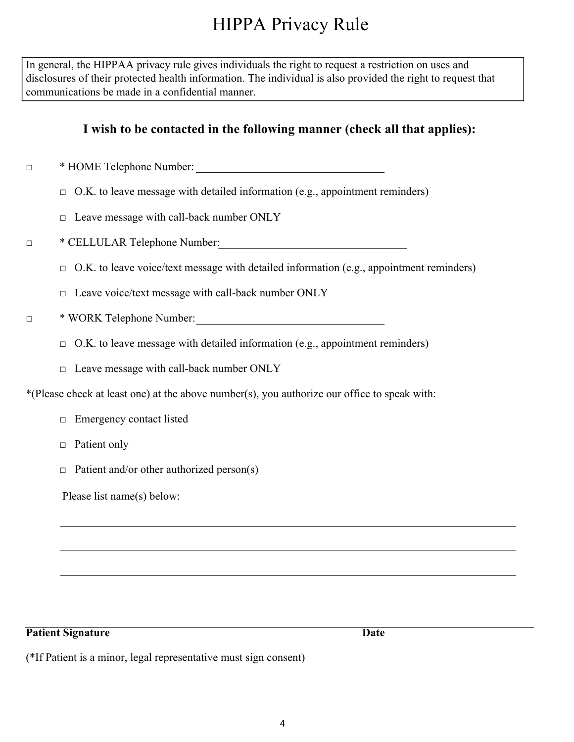# HIPPA Privacy Rule

In general, the HIPPAA privacy rule gives individuals the right to request a restriction on uses and disclosures of their protected health information. The individual is also provided the right to request that communications be made in a confidential manner.

### I wish to be contacted in the following manner (check all that applies):

□ * HOME Telephone Number: ________________________________

- □ O.K. to leave message with detailed information (e.g., appointment reminders)
- □ Leave message with call-back number ONLY

□ * CELLULAR Telephone Number: ________________________________

- □ O.K. to leave voice/text message with detailed information (e.g., appointment reminders)
- □ Leave voice/text message with call-back number ONLY

□ * WORK Telephone Number: ________________________________

- □ O.K. to leave message with detailed information (e.g., appointment reminders)
- □ Leave message with call-back number ONLY

*(Please check at least one) at the above number(s), you authorize our office to speak with:

- □ Emergency contact listed
- □ Patient only
- □ Patient and/or other authorized person(s)

Please list name(s) below:

________________________________________________________________________________

________________________________________________________________________________

________________________________________________________________________________

________________________________________________________________________________

**Patient Signature** **Date**

(*If Patient is a minor, legal representative must sign consent)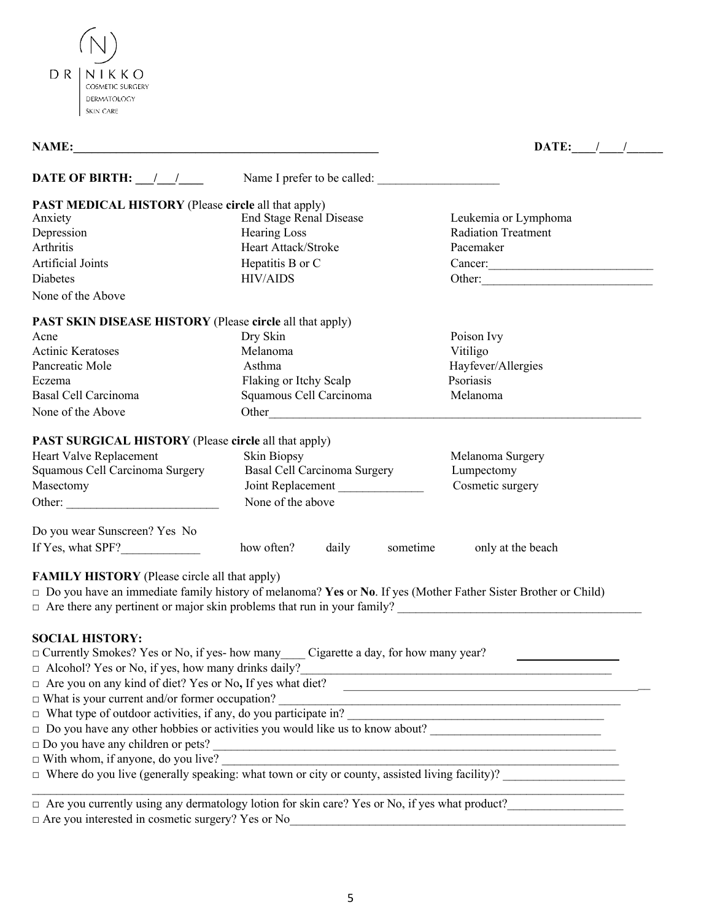DR NIKKO
COSMETIC SURGERY
DERMATOLOGY
SKIN CARE

**NAME:**_______________________________________________ **DATE:**____/____/______

**DATE OF BIRTH:** ___/___/____ Name I prefer to be called: ____________________

**PAST MEDICAL HISTORY** (Please **circle** all that apply)

| | | |
|---|---|---|
| Anxiety | End Stage Renal Disease | Leukemia or Lymphoma |
| Depression | Hearing Loss | Radiation Treatment |
| Arthritis | Heart Attack/Stroke | Pacemaker |
| Artificial Joints | Hepatitis B or C | Cancer:__________________________ |
| Diabetes | HIV/AIDS | Other:___________________________ |
| None of the Above | | |

**PAST SKIN DISEASE HISTORY** (Please **circle** all that apply)

| | | |
|---|---|---|
| Acne | Dry Skin | Poison Ivy |
| Actinic Keratoses | Melanoma | Vitiligo |
| Pancreatic Mole | Asthma | Hayfever/Allergies |
| Eczema | Flaking or Itchy Scalp | Psoriasis |
| Basal Cell Carcinoma | Squamous Cell Carcinoma | Melanoma |
| None of the Above | Other______________________________ | |

**PAST SURGICAL HISTORY** (Please **circle** all that apply)

| | | |
|---|---|---|
| Heart Valve Replacement | Skin Biopsy | Melanoma Surgery |
| Squamous Cell Carcinoma Surgery | Basal Cell Carcinoma Surgery | Lumpectomy |
| Masectomy | Joint Replacement ______________ | Cosmetic surgery |
| Other: _________________________ | None of the above | |

Do you wear Sunscreen? Yes No

If Yes, what SPF?_____________ how often? daily sometime only at the beach

**FAMILY HISTORY** (Please circle all that apply)

□ Do you have an immediate family history of melanoma? **Yes** or **No**. If yes (Mother Father Sister Brother or Child)

□ Are there any pertinent or major skin problems that run in your family? ________________________________________

**SOCIAL HISTORY:**

□ Currently Smokes? Yes or No, if yes- how many____ Cigarette a day, for how many year? _______________

□ Alcohol? Yes or No, if yes, how many drinks daily?__________________________________________________

□ Are you on any kind of diet? Yes or No**,** If yes what diet? ______________________________________________

□ What is your current and/or former occupation? _____________________________________________________

□ What type of outdoor activities, if any, do you participate in? ___________________________________________

□ Do you have any other hobbies or activities you would like us to know about? ___________________________

□ Do you have any children or pets? ______________________________________________________________

□ With whom, if anyone, do you live? _____________________________________________________________

□ Where do you live (generally speaking: what town or city or county, assisted living facility)? ___________________
_____________________________________________________________________________________________

□ Are you currently using any dermatology lotion for skin care? Yes or No, if yes what product?__________________

□ Are you interested in cosmetic surgery? Yes or No___________________________________________________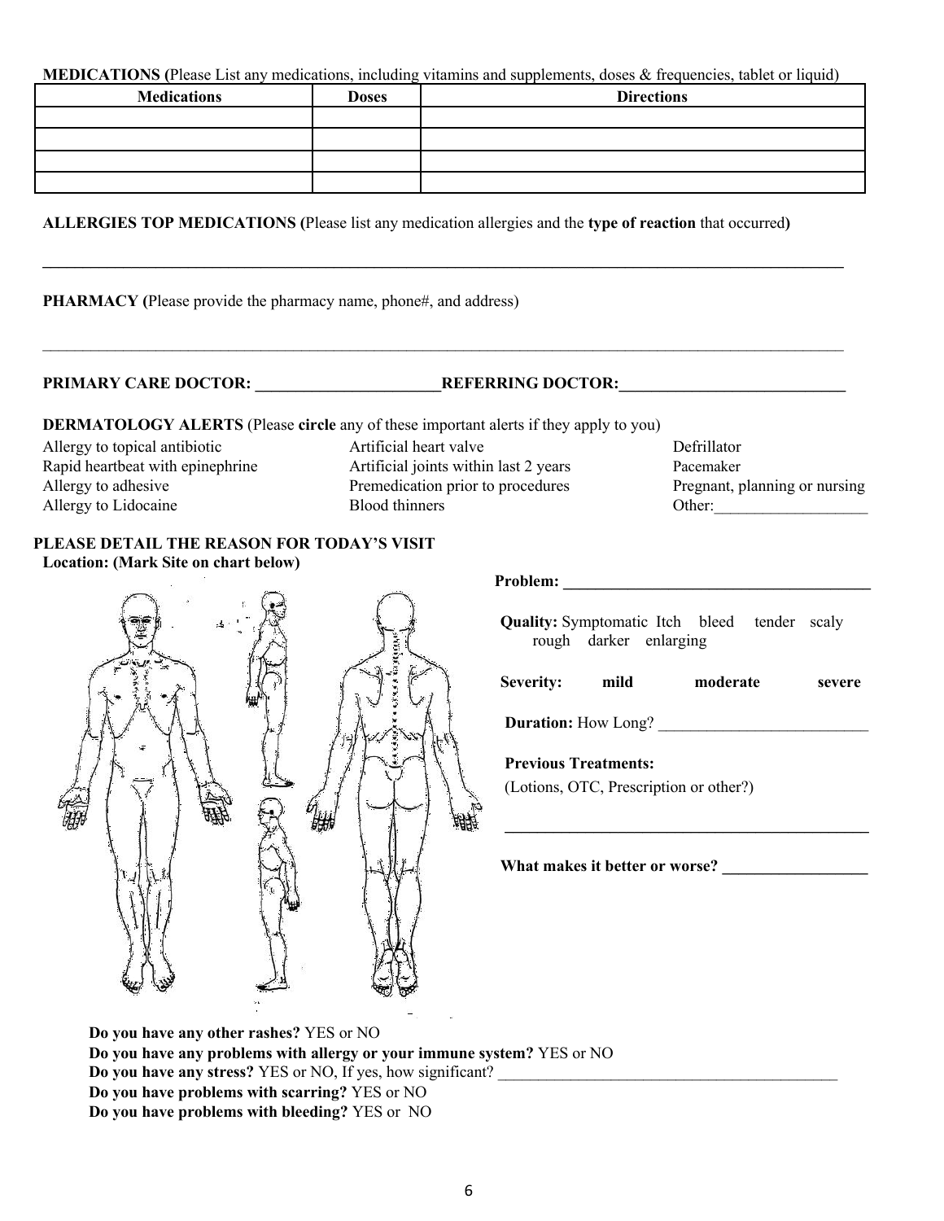**MEDICATIONS (**Please List any medications, including vitamins and supplements, doses & frequencies, tablet or liquid)

| Medications | Doses | Directions |
|---|---|---|
| | | |
| | | |
| | | |
| | | |

**ALLERGIES TOP MEDICATIONS (**Please list any medication allergies and the **type of reaction** that occurred**)**

______________________________________________________________________________________________

**PHARMACY (**Please provide the pharmacy name, phone#, and address)

______________________________________________________________________________________________

**PRIMARY CARE DOCTOR: _______________________REFERRING DOCTOR:____________________________**

**DERMATOLOGY ALERTS** (Please **circle** any of these important alerts if they apply to you)

| | | |
|---|---|---|
| Allergy to topical antibiotic | Artificial heart valve | Defrillator |
| Rapid heartbeat with epinephrine | Artificial joints within last 2 years | Pacemaker |
| Allergy to adhesive | Premedication prior to procedures | Pregnant, planning or nursing |
| Allergy to Lidocaine | Blood thinners | Other:___________________ |

**PLEASE DETAIL THE REASON FOR TODAY'S VISIT**

**Location: (Mark Site on chart below)**

**Problem: _______________________________________**

**Quality:** Symptomatic Itch bleed tender scaly rough darker enlarging

**Severity:** **mild** **moderate** **severe**

**Duration:** How Long? __________________________

**Previous Treatments:**

(Lotions, OTC, Prescription or other?)

______________________________________________

**What makes it better or worse? __________________**

**Do you have any other rashes?** YES or NO

**Do you have any problems with allergy or your immune system?** YES or NO

**Do you have any stress?** YES or NO, If yes, how significant? ____________________________________________

**Do you have problems with scarring?** YES or NO

**Do you have problems with bleeding?** YES or NO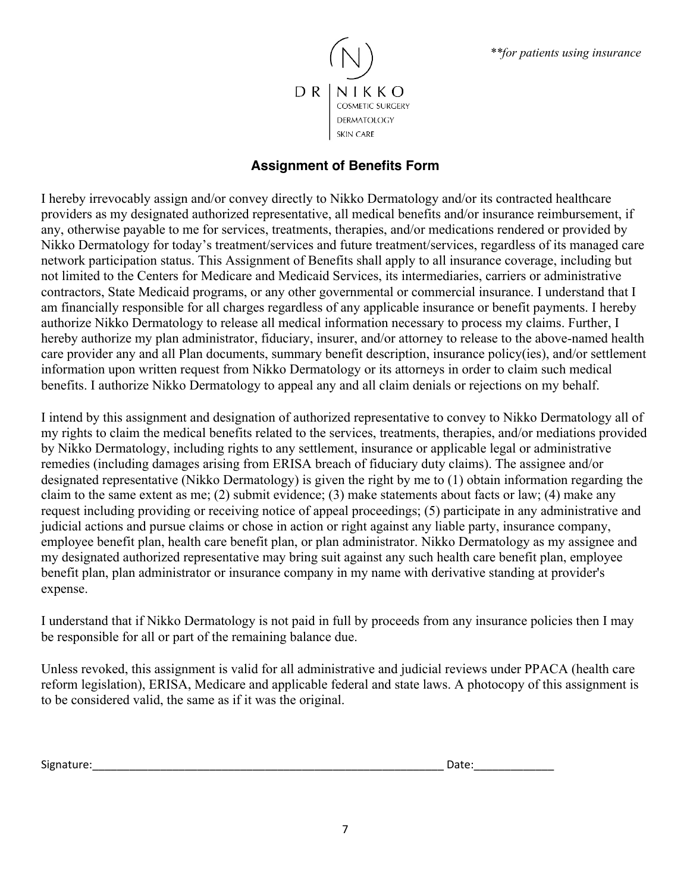*\*\*for patients using insurance*

DR | NIKKO
COSMETIC SURGERY
DERMATOLOGY
SKIN CARE

## Assignment of Benefits Form

I hereby irrevocably assign and/or convey directly to Nikko Dermatology and/or its contracted healthcare providers as my designated authorized representative, all medical benefits and/or insurance reimbursement, if any, otherwise payable to me for services, treatments, therapies, and/or medications rendered or provided by Nikko Dermatology for today's treatment/services and future treatment/services, regardless of its managed care network participation status. This Assignment of Benefits shall apply to all insurance coverage, including but not limited to the Centers for Medicare and Medicaid Services, its intermediaries, carriers or administrative contractors, State Medicaid programs, or any other governmental or commercial insurance. I understand that I am financially responsible for all charges regardless of any applicable insurance or benefit payments. I hereby authorize Nikko Dermatology to release all medical information necessary to process my claims. Further, I hereby authorize my plan administrator, fiduciary, insurer, and/or attorney to release to the above-named health care provider any and all Plan documents, summary benefit description, insurance policy(ies), and/or settlement information upon written request from Nikko Dermatology or its attorneys in order to claim such medical benefits. I authorize Nikko Dermatology to appeal any and all claim denials or rejections on my behalf.

I intend by this assignment and designation of authorized representative to convey to Nikko Dermatology all of my rights to claim the medical benefits related to the services, treatments, therapies, and/or mediations provided by Nikko Dermatology, including rights to any settlement, insurance or applicable legal or administrative remedies (including damages arising from ERISA breach of fiduciary duty claims). The assignee and/or designated representative (Nikko Dermatology) is given the right by me to (1) obtain information regarding the claim to the same extent as me; (2) submit evidence; (3) make statements about facts or law; (4) make any request including providing or receiving notice of appeal proceedings; (5) participate in any administrative and judicial actions and pursue claims or chose in action or right against any liable party, insurance company, employee benefit plan, health care benefit plan, or plan administrator. Nikko Dermatology as my assignee and my designated authorized representative may bring suit against any such health care benefit plan, employee benefit plan, plan administrator or insurance company in my name with derivative standing at provider's expense.

I understand that if Nikko Dermatology is not paid in full by proceeds from any insurance policies then I may be responsible for all or part of the remaining balance due.

Unless revoked, this assignment is valid for all administrative and judicial reviews under PPACA (health care reform legislation), ERISA, Medicare and applicable federal and state laws. A photocopy of this assignment is to be considered valid, the same as if it was the original.

Signature:\_\_\_\_\_\_\_\_\_\_\_\_\_\_\_\_\_\_\_\_\_\_\_\_\_\_\_\_\_\_\_\_\_\_\_\_\_\_\_\_\_\_\_\_\_\_\_\_\_\_\_\_\_\_\_\_\_\_\_\_ Date:\_\_\_\_\_\_\_\_\_\_\_\_\_